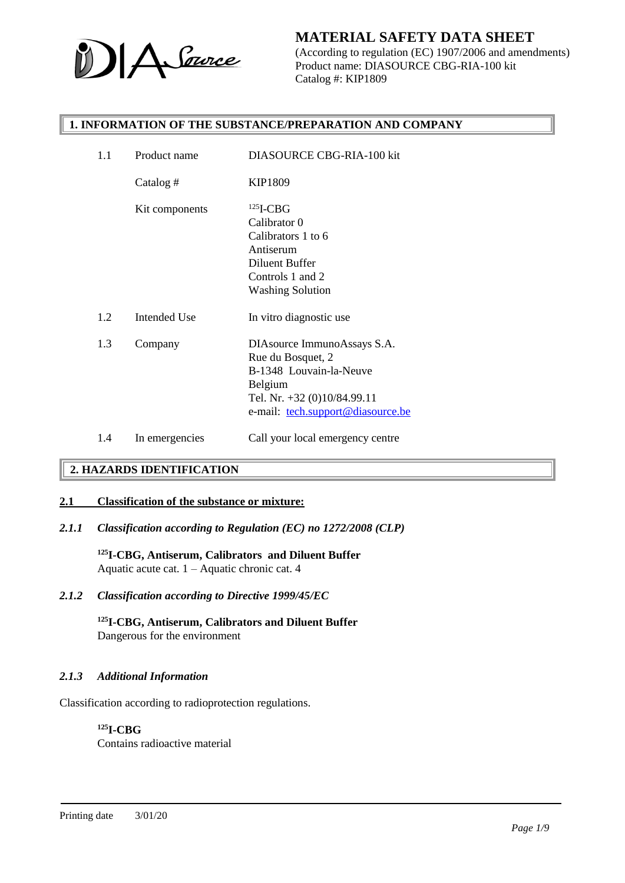# MATERIAL SAFETY DATA SHEET

(According to regulation (EC) 1907/2006 and amendments)
Product name: DIASOURCE CBG-RIA-100 kit
Catalog #: KIP1809

## 1. INFORMATION OF THE SUBSTANCE/PREPARATION AND COMPANY

| | | |
|---|---|---|
| 1.1 | Product name | DIASOURCE CBG-RIA-100 kit |
| | Catalog # | KIP1809 |
| | Kit components | $^{125}$I-CBG<br>Calibrator 0<br>Calibrators 1 to 6<br>Antiserum<br>Diluent Buffer<br>Controls 1 and 2<br>Washing Solution |
| 1.2 | Intended Use | In vitro diagnostic use |
| 1.3 | Company | DIAsource ImmunoAssays S.A.<br>Rue du Bosquet, 2<br>B-1348 Louvain-la-Neuve<br>Belgium<br>Tel. Nr. +32 (0)10/84.99.11<br>e-mail: tech.support@diasource.be |
| 1.4 | In emergencies | Call your local emergency centre |

## 2. HAZARDS IDENTIFICATION

### 2.1 Classification of the substance or mixture:

#### *2.1.1 Classification according to Regulation (EC) no 1272/2008 (CLP)*

**$^{125}$I-CBG, Antiserum, Calibrators and Diluent Buffer**
Aquatic acute cat. 1 – Aquatic chronic cat. 4

#### *2.1.2 Classification according to Directive 1999/45/EC*

**$^{125}$I-CBG, Antiserum, Calibrators and Diluent Buffer**
Dangerous for the environment

#### *2.1.3 Additional Information*

Classification according to radioprotection regulations.

**$^{125}$I-CBG**
Contains radioactive material

Printing date 3/01/20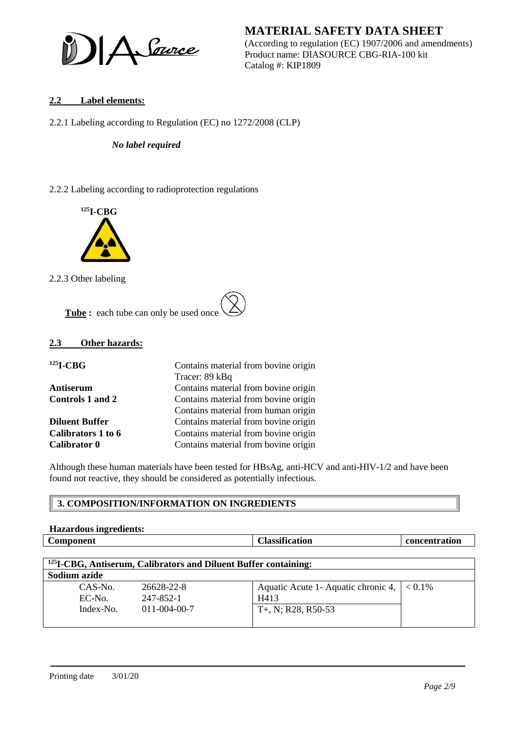## 2.2 Label elements:

2.2.1 Labeling according to Regulation (EC) no 1272/2008 (CLP)

***No label required***

2.2.2 Labeling according to radioprotection regulations

**$^{125}$I-CBG**

2.2.3 Other labeling

**Tube :** each tube can only be used once

## 2.3 Other hazards:

| | |
|---|---|
| **$^{125}$I-CBG** | Contains material from bovine origin |
| | Tracer: 89 kBq |
| **Antiserum** | Contains material from bovine origin |
| **Controls 1 and 2** | Contains material from bovine origin |
| | Contains material from human origin |
| **Diluent Buffer** | Contains material from bovine origin |
| **Calibrators 1 to 6** | Contains material from bovine origin |
| **Calibrator 0** | Contains material from bovine origin |

Although these human materials have been tested for HBsAg, anti-HCV and anti-HIV-1/2 and have been found not reactive, they should be considered as potentially infectious.

# 3. COMPOSITION/INFORMATION ON INGREDIENTS

**Hazardous ingredients:**

| Component | | Classification | concentration |
|---|---|---|---|
| **$^{125}$I-CBG, Antiserum, Calibrators and Diluent Buffer containing:** | | | |
| **Sodium azide** | | | |
| CAS-No. | 26628-22-8 | Aquatic Acute 1- Aquatic chronic 4, H413 | < 0.1% |
| EC-No. | 247-852-1 | T+, N; R28, R50-53 | |
| Index-No. | 011-004-00-7 | | |

Printing date 3/01/20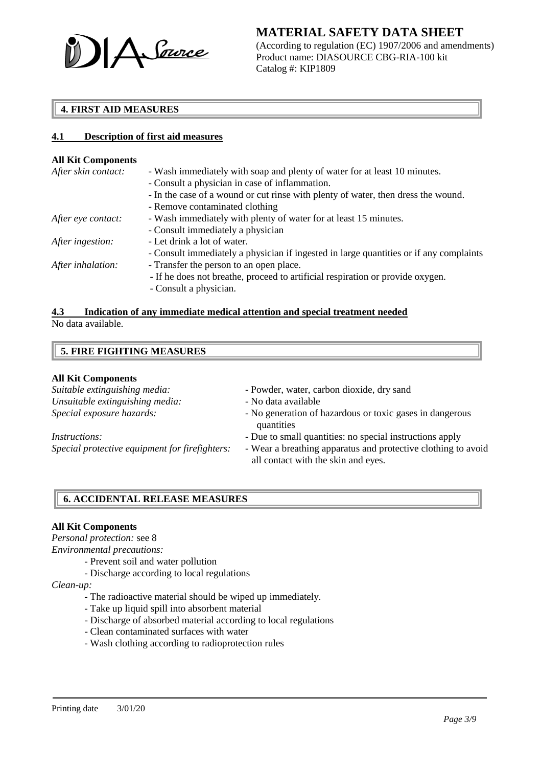## 4. FIRST AID MEASURES

### 4.1 Description of first aid measures

**All Kit Components**

*After skin contact:*
- Wash immediately with soap and plenty of water for at least 10 minutes.
- Consult a physician in case of inflammation.
- In the case of a wound or cut rinse with plenty of water, then dress the wound.
- Remove contaminated clothing

*After eye contact:*
- Wash immediately with plenty of water for at least 15 minutes.
- Consult immediately a physician

*After ingestion:*
- Let drink a lot of water.
- Consult immediately a physician if ingested in large quantities or if any complaints

*After inhalation:*
- Transfer the person to an open place.
- If he does not breathe, proceed to artificial respiration or provide oxygen.
- Consult a physician.

### 4.3 Indication of any immediate medical attention and special treatment needed

No data available.

## 5. FIRE FIGHTING MEASURES

**All Kit Components**

*Suitable extinguishing media:* - Powder, water, carbon dioxide, dry sand

*Unsuitable extinguishing media:* - No data available

*Special exposure hazards:* - No generation of hazardous or toxic gases in dangerous quantities

*Instructions:* - Due to small quantities: no special instructions apply

*Special protective equipment for firefighters:* - Wear a breathing apparatus and protective clothing to avoid all contact with the skin and eyes.

## 6. ACCIDENTAL RELEASE MEASURES

**All Kit Components**

*Personal protection:* see 8

*Environmental precautions:*
- Prevent soil and water pollution
- Discharge according to local regulations

*Clean-up:*
- The radioactive material should be wiped up immediately.
- Take up liquid spill into absorbent material
- Discharge of absorbed material according to local regulations
- Clean contaminated surfaces with water
- Wash clothing according to radioprotection rules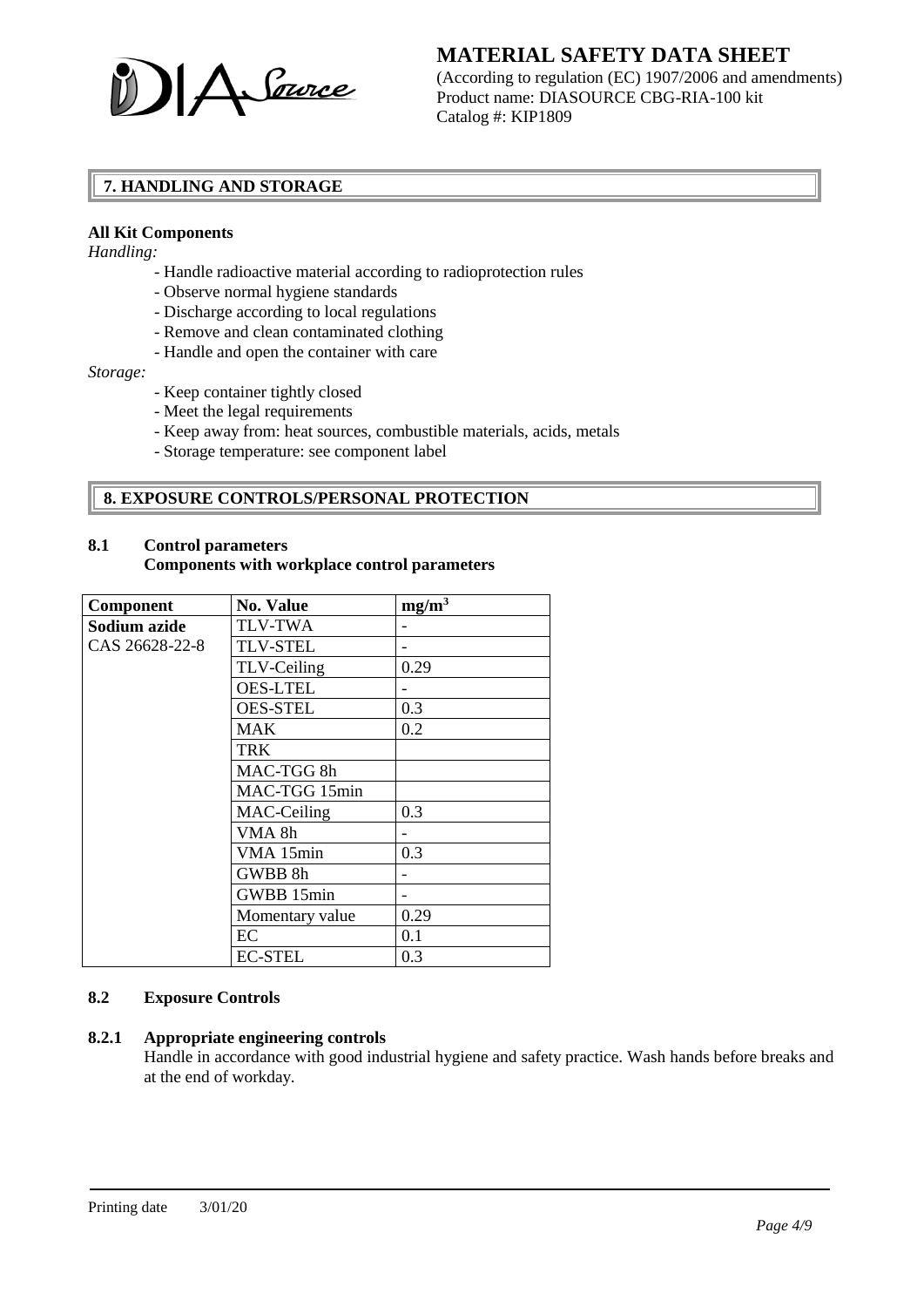## 7. HANDLING AND STORAGE

**All Kit Components**

*Handling:*

- Handle radioactive material according to radioprotection rules
- Observe normal hygiene standards
- Discharge according to local regulations
- Remove and clean contaminated clothing
- Handle and open the container with care

*Storage:*

- Keep container tightly closed
- Meet the legal requirements
- Keep away from: heat sources, combustible materials, acids, metals
- Storage temperature: see component label

## 8. EXPOSURE CONTROLS/PERSONAL PROTECTION

### 8.1 Control parameters

**Components with workplace control parameters**

| Component | No. Value | $mg/m^3$ |
|---|---|---|
| **Sodium azide** CAS 26628-22-8 | TLV-TWA | - |
| | TLV-STEL | - |
| | TLV-Ceiling | 0.29 |
| | OES-LTEL | - |
| | OES-STEL | 0.3 |
| | MAK | 0.2 |
| | TRK | |
| | MAC-TGG 8h | |
| | MAC-TGG 15min | |
| | MAC-Ceiling | 0.3 |
| | VMA 8h | - |
| | VMA 15min | 0.3 |
| | GWBB 8h | - |
| | GWBB 15min | - |
| | Momentary value | 0.29 |
| | EC | 0.1 |
| | EC-STEL | 0.3 |

### 8.2 Exposure Controls

#### 8.2.1 Appropriate engineering controls

Handle in accordance with good industrial hygiene and safety practice. Wash hands before breaks and at the end of workday.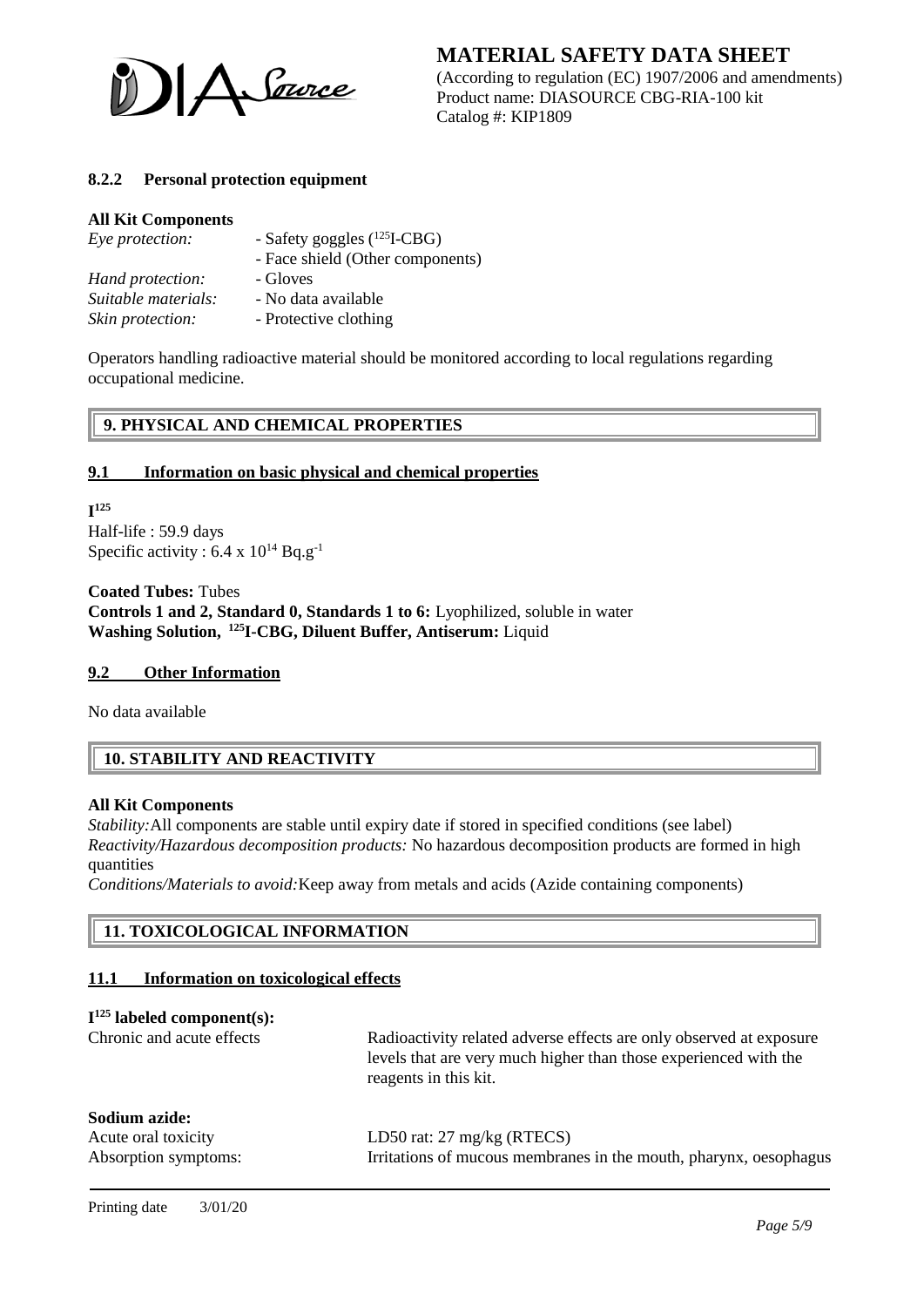#### 8.2.2 Personal protection equipment

**All Kit Components**

| | |
|---|---|
| *Eye protection:* | - Safety goggles ($^{125}$I-CBG) |
| | - Face shield (Other components) |
| *Hand protection:* | - Gloves |
| *Suitable materials:* | - No data available |
| *Skin protection:* | - Protective clothing |

Operators handling radioactive material should be monitored according to local regulations regarding occupational medicine.

## 9. PHYSICAL AND CHEMICAL PROPERTIES

### 9.1 Information on basic physical and chemical properties

**$I^{125}$**

Half-life : 59.9 days
Specific activity : $6.4 \times 10^{14}$ $Bq.g^{-1}$

**Coated Tubes:** Tubes
**Controls 1 and 2, Standard 0, Standards 1 to 6:** Lyophilized, soluble in water
**Washing Solution, $^{125}$I-CBG, Diluent Buffer, Antiserum:** Liquid

### 9.2 Other Information

No data available

## 10. STABILITY AND REACTIVITY

**All Kit Components**

*Stability:* All components are stable until expiry date if stored in specified conditions (see label)
*Reactivity/Hazardous decomposition products:* No hazardous decomposition products are formed in high quantities
*Conditions/Materials to avoid:* Keep away from metals and acids (Azide containing components)

## 11. TOXICOLOGICAL INFORMATION

### 11.1 Information on toxicological effects

**$I^{125}$ labeled component(s):**

| | |
|---|---|
| Chronic and acute effects | Radioactivity related adverse effects are only observed at exposure levels that are very much higher than those experienced with the reagents in this kit. |

**Sodium azide:**

| | |
|---|---|
| Acute oral toxicity | LD50 rat: 27 mg/kg (RTECS) |
| Absorption symptoms: | Irritations of mucous membranes in the mouth, pharynx, oesophagus |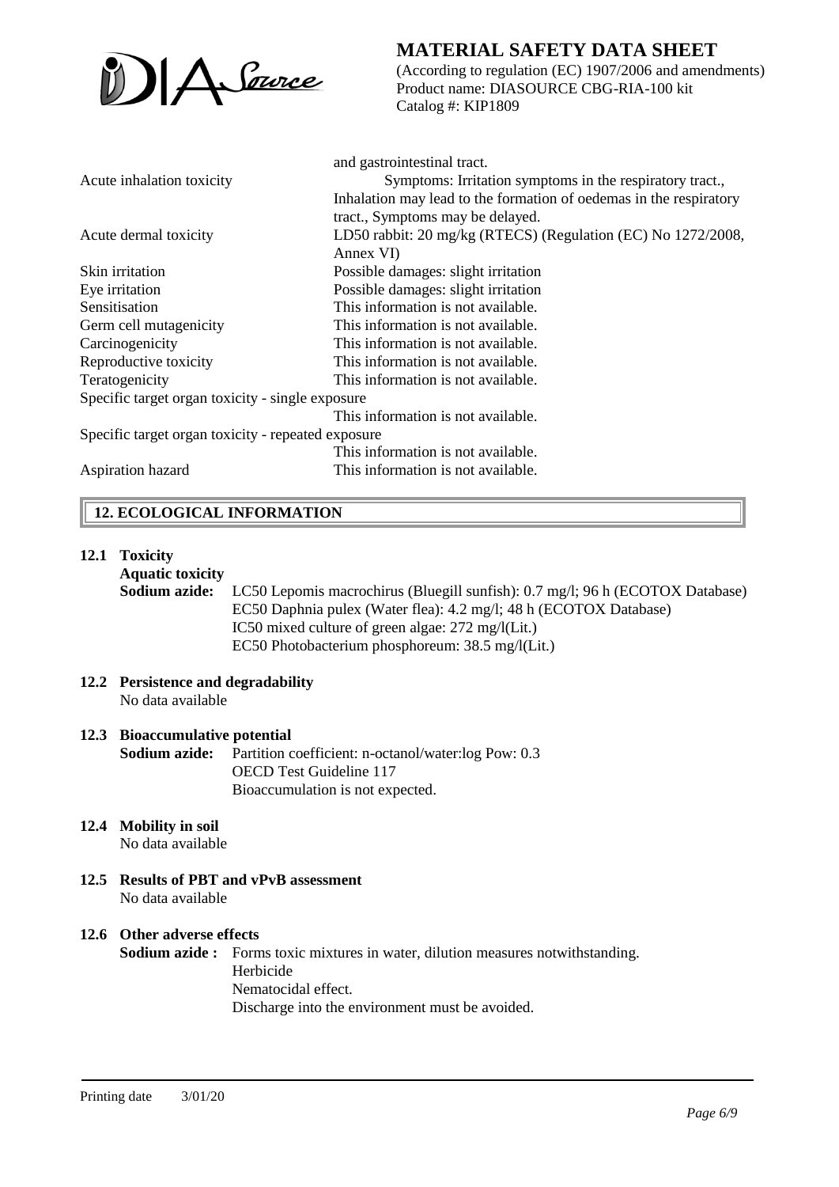| | |
|---|---|
| | and gastrointestinal tract. |
| Acute inhalation toxicity | Symptoms: Irritation symptoms in the respiratory tract., Inhalation may lead to the formation of oedemas in the respiratory tract., Symptoms may be delayed. |
| Acute dermal toxicity | LD50 rabbit: 20 mg/kg (RTECS) (Regulation (EC) No 1272/2008, Annex VI) |
| Skin irritation | Possible damages: slight irritation |
| Eye irritation | Possible damages: slight irritation |
| Sensitisation | This information is not available. |
| Germ cell mutagenicity | This information is not available. |
| Carcinogenicity | This information is not available. |
| Reproductive toxicity | This information is not available. |
| Teratogenicity | This information is not available. |
| Specific target organ toxicity - single exposure | This information is not available. |
| Specific target organ toxicity - repeated exposure | This information is not available. |
| Aspiration hazard | This information is not available. |

## 12. ECOLOGICAL INFORMATION

### 12.1 Toxicity

**Aquatic toxicity**

**Sodium azide:** LC50 Lepomis macrochirus (Bluegill sunfish): 0.7 mg/l; 96 h (ECOTOX Database)
EC50 Daphnia pulex (Water flea): 4.2 mg/l; 48 h (ECOTOX Database)
IC50 mixed culture of green algae: 272 mg/l(Lit.)
EC50 Photobacterium phosphoreum: 38.5 mg/l(Lit.)

### 12.2 Persistence and degradability

No data available

### 12.3 Bioaccumulative potential

**Sodium azide:** Partition coefficient: n-octanol/water:log Pow: 0.3
OECD Test Guideline 117
Bioaccumulation is not expected.

### 12.4 Mobility in soil

No data available

### 12.5 Results of PBT and vPvB assessment

No data available

### 12.6 Other adverse effects

**Sodium azide :** Forms toxic mixtures in water, dilution measures notwithstanding.
Herbicide
Nematocidal effect.
Discharge into the environment must be avoided.

Printing date 3/01/20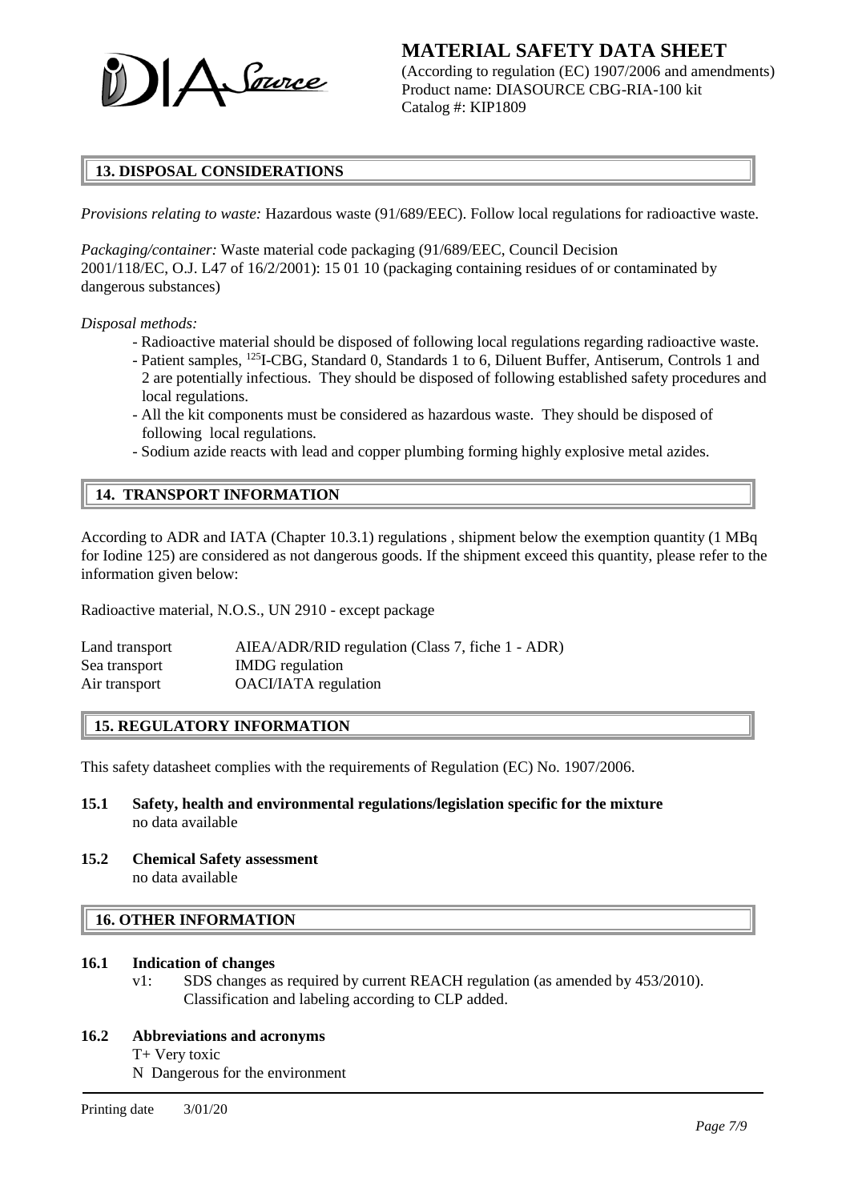## 13. DISPOSAL CONSIDERATIONS

*Provisions relating to waste:* Hazardous waste (91/689/EEC). Follow local regulations for radioactive waste.

*Packaging/container:* Waste material code packaging (91/689/EEC, Council Decision 2001/118/EC, O.J. L47 of 16/2/2001): 15 01 10 (packaging containing residues of or contaminated by dangerous substances)

*Disposal methods:*

- Radioactive material should be disposed of following local regulations regarding radioactive waste.
- Patient samples, $^{125}$I-CBG, Standard 0, Standards 1 to 6, Diluent Buffer, Antiserum, Controls 1 and 2 are potentially infectious. They should be disposed of following established safety procedures and local regulations.
- All the kit components must be considered as hazardous waste. They should be disposed of following local regulations.
- Sodium azide reacts with lead and copper plumbing forming highly explosive metal azides.

## 14. TRANSPORT INFORMATION

According to ADR and IATA (Chapter 10.3.1) regulations , shipment below the exemption quantity (1 MBq for Iodine 125) are considered as not dangerous goods. If the shipment exceed this quantity, please refer to the information given below:

Radioactive material, N.O.S., UN 2910 - except package

| | |
|---|---|
| Land transport | AIEA/ADR/RID regulation (Class 7, fiche 1 - ADR) |
| Sea transport | IMDG regulation |
| Air transport | OACI/IATA regulation |

## 15. REGULATORY INFORMATION

This safety datasheet complies with the requirements of Regulation (EC) No. 1907/2006.

**15.1 Safety, health and environmental regulations/legislation specific for the mixture**
no data available

**15.2 Chemical Safety assessment**
no data available

## 16. OTHER INFORMATION

**16.1 Indication of changes**

v1: SDS changes as required by current REACH regulation (as amended by 453/2010). Classification and labeling according to CLP added.

**16.2 Abbreviations and acronyms**

T+ Very toxic
N Dangerous for the environment

Printing date 3/01/20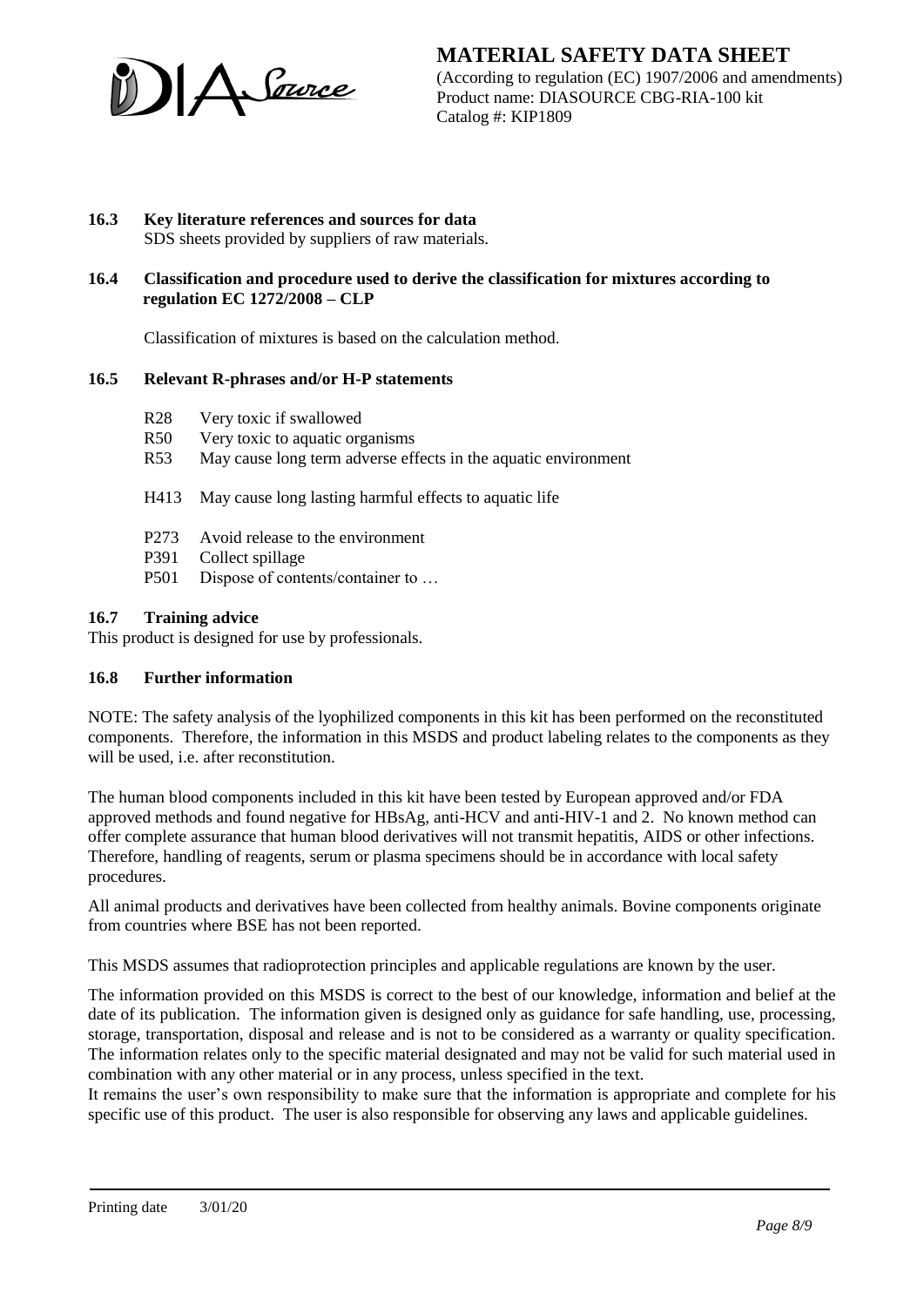### 16.3 Key literature references and sources for data

SDS sheets provided by suppliers of raw materials.

### 16.4 Classification and procedure used to derive the classification for mixtures according to regulation EC 1272/2008 – CLP

Classification of mixtures is based on the calculation method.

### 16.5 Relevant R-phrases and/or H-P statements

R28 Very toxic if swallowed
R50 Very toxic to aquatic organisms
R53 May cause long term adverse effects in the aquatic environment

H413 May cause long lasting harmful effects to aquatic life

P273 Avoid release to the environment
P391 Collect spillage
P501 Dispose of contents/container to …

### 16.7 Training advice

This product is designed for use by professionals.

### 16.8 Further information

NOTE: The safety analysis of the lyophilized components in this kit has been performed on the reconstituted components. Therefore, the information in this MSDS and product labeling relates to the components as they will be used, i.e. after reconstitution.

The human blood components included in this kit have been tested by European approved and/or FDA approved methods and found negative for HBsAg, anti-HCV and anti-HIV-1 and 2. No known method can offer complete assurance that human blood derivatives will not transmit hepatitis, AIDS or other infections. Therefore, handling of reagents, serum or plasma specimens should be in accordance with local safety procedures.

All animal products and derivatives have been collected from healthy animals. Bovine components originate from countries where BSE has not been reported.

This MSDS assumes that radioprotection principles and applicable regulations are known by the user.

The information provided on this MSDS is correct to the best of our knowledge, information and belief at the date of its publication. The information given is designed only as guidance for safe handling, use, processing, storage, transportation, disposal and release and is not to be considered as a warranty or quality specification. The information relates only to the specific material designated and may not be valid for such material used in combination with any other material or in any process, unless specified in the text.
It remains the user's own responsibility to make sure that the information is appropriate and complete for his specific use of this product. The user is also responsible for observing any laws and applicable guidelines.

Printing date 3/01/20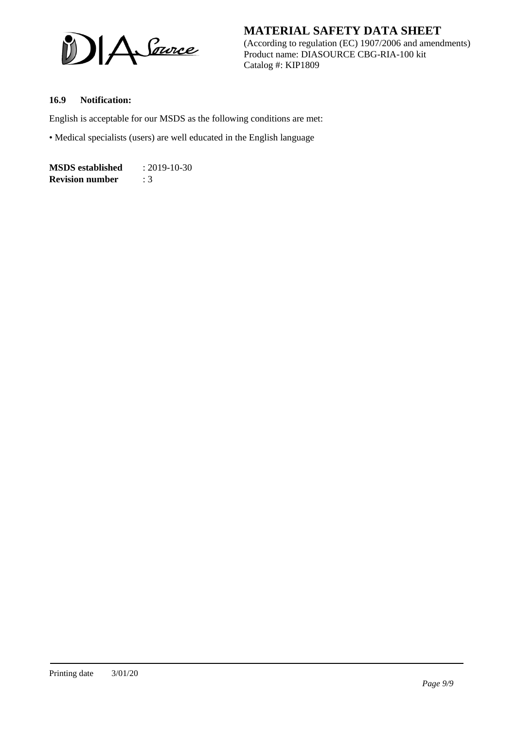### 16.9 Notification:

English is acceptable for our MSDS as the following conditions are met:

• Medical specialists (users) are well educated in the English language

**MSDS established** : 2019-10-30
**Revision number** : 3